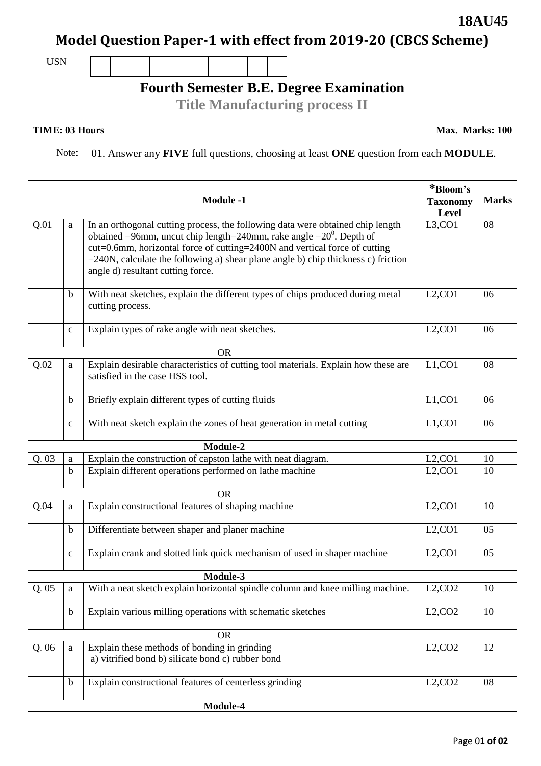**18AU45**

# Model Question Paper-1 with effect from 2019-20 (CBCS Scheme)

USN | | | | | | | | | | |

## Fourth Semester B.E. Degree Examination

### Title Manufacturing process II

**TIME: 03 Hours** **Max. Marks: 100**

Note: 01. Answer any **FIVE** full questions, choosing at least **ONE** question from each **MODULE**.

| | | **Module -1** | ***Bloom's Taxonomy Level** | **Marks** |
|---|---|---|---|---|
| Q.01 | a | In an orthogonal cutting process, the following data were obtained chip length obtained =96mm, uncut chip length=240mm, rake angle =$20^0$. Depth of cut=0.6mm, horizontal force of cutting=2400N and vertical force of cutting =240N, calculate the following a) shear plane angle b) chip thickness c) friction angle d) resultant cutting force. | L3,CO1 | 08 |
| | b | With neat sketches, explain the different types of chips produced during metal cutting process. | L2,CO1 | 06 |
| | c | Explain types of rake angle with neat sketches. | L2,CO1 | 06 |
| | | OR | | |
| Q.02 | a | Explain desirable characteristics of cutting tool materials. Explain how these are satisfied in the case HSS tool. | L1,CO1 | 08 |
| | b | Briefly explain different types of cutting fluids | L1,CO1 | 06 |
| | c | With neat sketch explain the zones of heat generation in metal cutting | L1,CO1 | 06 |
| | | **Module-2** | | |
| Q. 03 | a | Explain the construction of capston lathe with neat diagram. | L2,CO1 | 10 |
| | b | Explain different operations performed on lathe machine | L2,CO1 | 10 |
| | | OR | | |
| Q.04 | a | Explain constructional features of shaping machine | L2,CO1 | 10 |
| | b | Differentiate between shaper and planer machine | L2,CO1 | 05 |
| | c | Explain crank and slotted link quick mechanism of used in shaper machine | L2,CO1 | 05 |
| | | **Module-3** | | |
| Q. 05 | a | With a neat sketch explain horizontal spindle column and knee milling machine. | L2,CO2 | 10 |
| | b | Explain various milling operations with schematic sketches | L2,CO2 | 10 |
| | | OR | | |
| Q. 06 | a | Explain these methods of bonding in grinding a) vitrified bond b) silicate bond c) rubber bond | L2,CO2 | 12 |
| | b | Explain constructional features of centerless grinding | L2,CO2 | 08 |
| | | **Module-4** | | |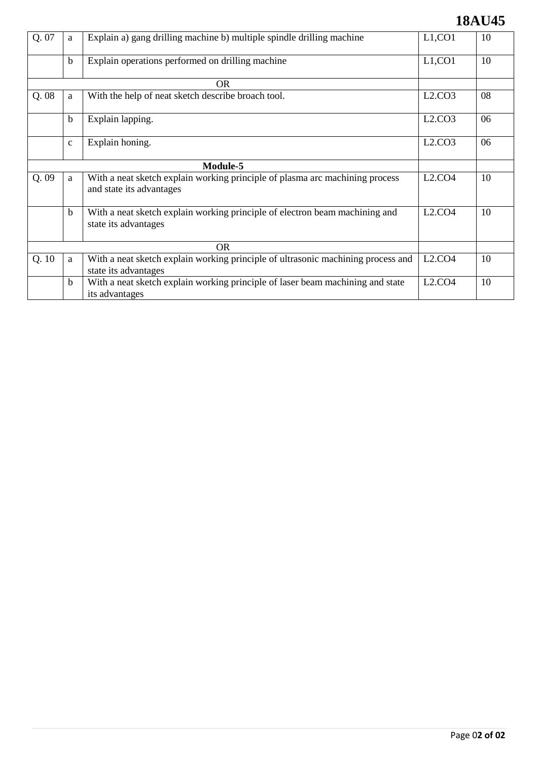| | | | | |
|---|---|---|---|---|
| Q. 07 | a | Explain a) gang drilling machine b) multiple spindle drilling machine | L1,CO1 | 10 |
| | b | Explain operations performed on drilling machine | L1,CO1 | 10 |
| | | OR | | |
| Q. 08 | a | With the help of neat sketch describe broach tool. | L2.CO3 | 08 |
| | b | Explain lapping. | L2.CO3 | 06 |
| | c | Explain honing. | L2.CO3 | 06 |
| | | **Module-5** | | |
| Q. 09 | a | With a neat sketch explain working principle of plasma arc machining process and state its advantages | L2.CO4 | 10 |
| | b | With a neat sketch explain working principle of electron beam machining and state its advantages | L2.CO4 | 10 |
| | | OR | | |
| Q. 10 | a | With a neat sketch explain working principle of ultrasonic machining process and state its advantages | L2.CO4 | 10 |
| | b | With a neat sketch explain working principle of laser beam machining and state its advantages | L2.CO4 | 10 |